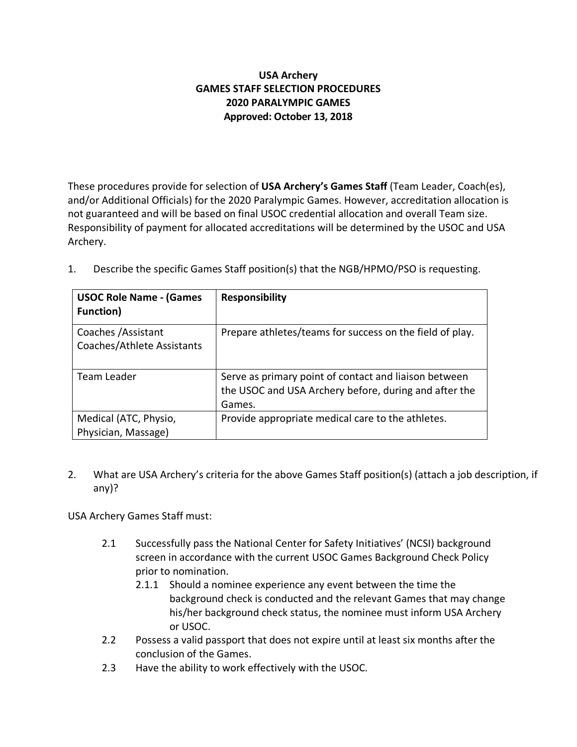**USA Archery**
**GAMES STAFF SELECTION PROCEDURES**
**2020 PARALYMPIC GAMES**
**Approved: October 13, 2018**

These procedures provide for selection of **USA Archery's Games Staff** (Team Leader, Coach(es), and/or Additional Officials) for the 2020 Paralympic Games. However, accreditation allocation is not guaranteed and will be based on final USOC credential allocation and overall Team size. Responsibility of payment for allocated accreditations will be determined by the USOC and USA Archery.

1. Describe the specific Games Staff position(s) that the NGB/HPMO/PSO is requesting.

| USOC Role Name - (Games Function) | Responsibility |
|---|---|
| Coaches /Assistant Coaches/Athlete Assistants | Prepare athletes/teams for success on the field of play. |
| Team Leader | Serve as primary point of contact and liaison between the USOC and USA Archery before, during and after the Games. |
| Medical (ATC, Physio, Physician, Massage) | Provide appropriate medical care to the athletes. |

2. What are USA Archery's criteria for the above Games Staff position(s) (attach a job description, if any)?

USA Archery Games Staff must:

- 2.1 Successfully pass the National Center for Safety Initiatives' (NCSI) background screen in accordance with the current USOC Games Background Check Policy prior to nomination.
  - 2.1.1 Should a nominee experience any event between the time the background check is conducted and the relevant Games that may change his/her background check status, the nominee must inform USA Archery or USOC.
- 2.2 Possess a valid passport that does not expire until at least six months after the conclusion of the Games.
- 2.3 Have the ability to work effectively with the USOC.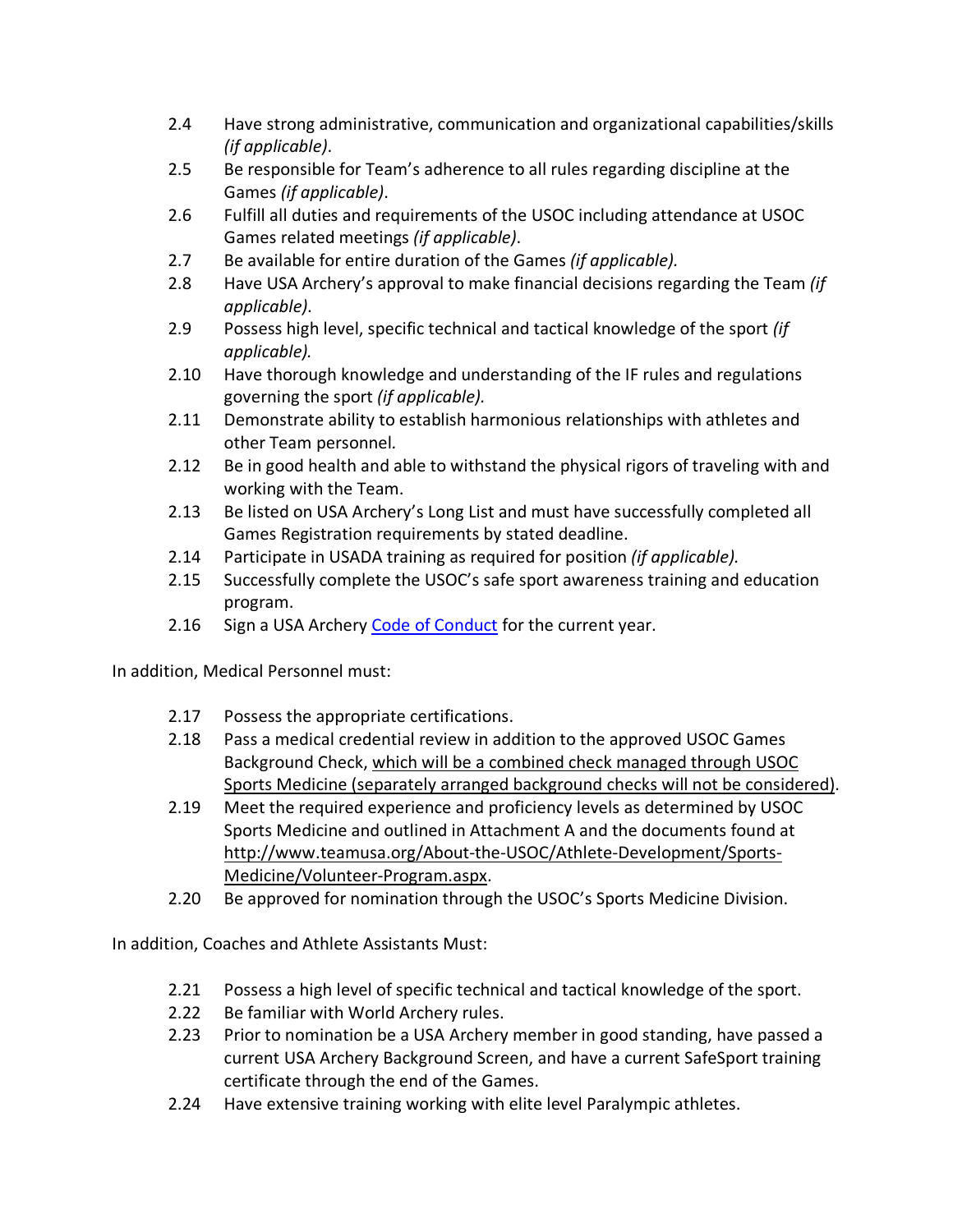2.4 Have strong administrative, communication and organizational capabilities/skills *(if applicable)*.

2.5 Be responsible for Team's adherence to all rules regarding discipline at the Games *(if applicable)*.

2.6 Fulfill all duties and requirements of the USOC including attendance at USOC Games related meetings *(if applicable)*.

2.7 Be available for entire duration of the Games *(if applicable).*

2.8 Have USA Archery's approval to make financial decisions regarding the Team *(if applicable)*.

2.9 Possess high level, specific technical and tactical knowledge of the sport *(if applicable).*

2.10 Have thorough knowledge and understanding of the IF rules and regulations governing the sport *(if applicable).*

2.11 Demonstrate ability to establish harmonious relationships with athletes and other Team personnel.

2.12 Be in good health and able to withstand the physical rigors of traveling with and working with the Team.

2.13 Be listed on USA Archery's Long List and must have successfully completed all Games Registration requirements by stated deadline.

2.14 Participate in USADA training as required for position *(if applicable).*

2.15 Successfully complete the USOC's safe sport awareness training and education program.

2.16 Sign a USA Archery Code of Conduct for the current year.

In addition, Medical Personnel must:

2.17 Possess the appropriate certifications.

2.18 Pass a medical credential review in addition to the approved USOC Games Background Check, which will be a combined check managed through USOC Sports Medicine (separately arranged background checks will not be considered).

2.19 Meet the required experience and proficiency levels as determined by USOC Sports Medicine and outlined in Attachment A and the documents found at http://www.teamusa.org/About-the-USOC/Athlete-Development/Sports-Medicine/Volunteer-Program.aspx.

2.20 Be approved for nomination through the USOC's Sports Medicine Division.

In addition, Coaches and Athlete Assistants Must:

2.21 Possess a high level of specific technical and tactical knowledge of the sport.

2.22 Be familiar with World Archery rules.

2.23 Prior to nomination be a USA Archery member in good standing, have passed a current USA Archery Background Screen, and have a current SafeSport training certificate through the end of the Games.

2.24 Have extensive training working with elite level Paralympic athletes.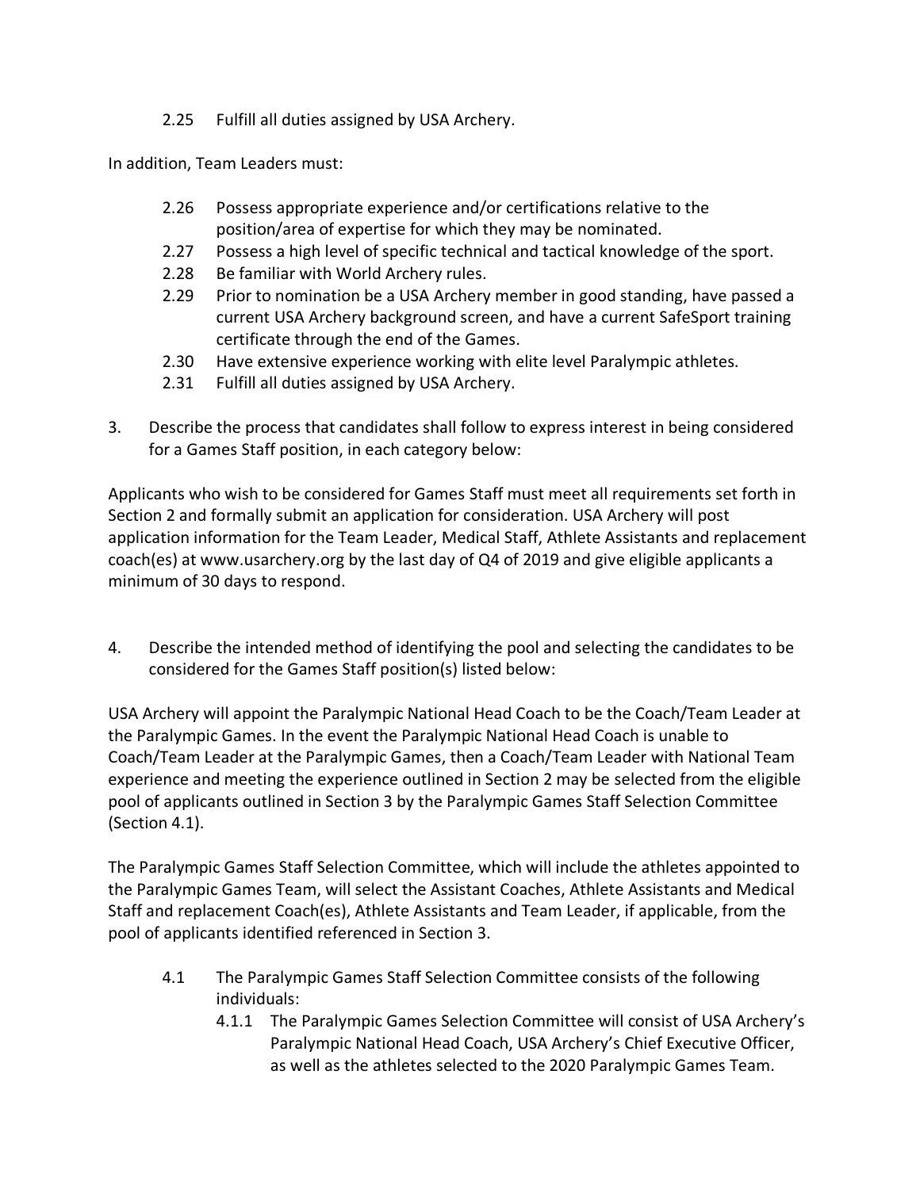2.25 Fulfill all duties assigned by USA Archery.

In addition, Team Leaders must:

2.26 Possess appropriate experience and/or certifications relative to the position/area of expertise for which they may be nominated.
2.27 Possess a high level of specific technical and tactical knowledge of the sport.
2.28 Be familiar with World Archery rules.
2.29 Prior to nomination be a USA Archery member in good standing, have passed a current USA Archery background screen, and have a current SafeSport training certificate through the end of the Games.
2.30 Have extensive experience working with elite level Paralympic athletes.
2.31 Fulfill all duties assigned by USA Archery.

3. Describe the process that candidates shall follow to express interest in being considered for a Games Staff position, in each category below:

Applicants who wish to be considered for Games Staff must meet all requirements set forth in Section 2 and formally submit an application for consideration. USA Archery will post application information for the Team Leader, Medical Staff, Athlete Assistants and replacement coach(es) at www.usarchery.org by the last day of Q4 of 2019 and give eligible applicants a minimum of 30 days to respond.

4. Describe the intended method of identifying the pool and selecting the candidates to be considered for the Games Staff position(s) listed below:

USA Archery will appoint the Paralympic National Head Coach to be the Coach/Team Leader at the Paralympic Games. In the event the Paralympic National Head Coach is unable to Coach/Team Leader at the Paralympic Games, then a Coach/Team Leader with National Team experience and meeting the experience outlined in Section 2 may be selected from the eligible pool of applicants outlined in Section 3 by the Paralympic Games Staff Selection Committee (Section 4.1).

The Paralympic Games Staff Selection Committee, which will include the athletes appointed to the Paralympic Games Team, will select the Assistant Coaches, Athlete Assistants and Medical Staff and replacement Coach(es), Athlete Assistants and Team Leader, if applicable, from the pool of applicants identified referenced in Section 3.

4.1 The Paralympic Games Staff Selection Committee consists of the following individuals:

4.1.1 The Paralympic Games Selection Committee will consist of USA Archery's Paralympic National Head Coach, USA Archery's Chief Executive Officer, as well as the athletes selected to the 2020 Paralympic Games Team.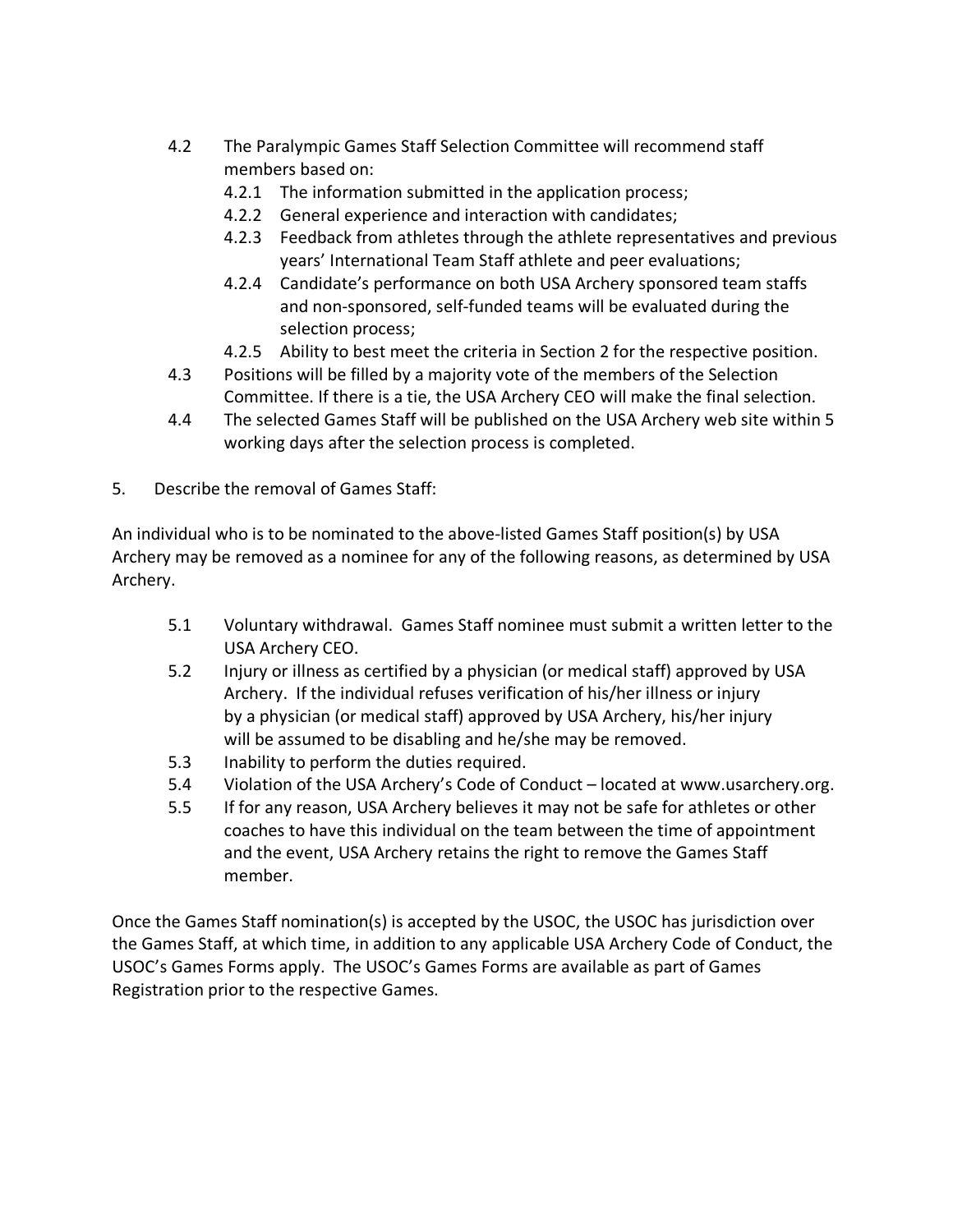4.2 The Paralympic Games Staff Selection Committee will recommend staff members based on:

4.2.1 The information submitted in the application process;

4.2.2 General experience and interaction with candidates;

4.2.3 Feedback from athletes through the athlete representatives and previous years' International Team Staff athlete and peer evaluations;

4.2.4 Candidate's performance on both USA Archery sponsored team staffs and non-sponsored, self-funded teams will be evaluated during the selection process;

4.2.5 Ability to best meet the criteria in Section 2 for the respective position.

4.3 Positions will be filled by a majority vote of the members of the Selection Committee. If there is a tie, the USA Archery CEO will make the final selection.

4.4 The selected Games Staff will be published on the USA Archery web site within 5 working days after the selection process is completed.

5. Describe the removal of Games Staff:

An individual who is to be nominated to the above-listed Games Staff position(s) by USA Archery may be removed as a nominee for any of the following reasons, as determined by USA Archery.

5.1 Voluntary withdrawal. Games Staff nominee must submit a written letter to the USA Archery CEO.

5.2 Injury or illness as certified by a physician (or medical staff) approved by USA Archery. If the individual refuses verification of his/her illness or injury by a physician (or medical staff) approved by USA Archery, his/her injury will be assumed to be disabling and he/she may be removed.

5.3 Inability to perform the duties required.

5.4 Violation of the USA Archery's Code of Conduct – located at www.usarchery.org.

5.5 If for any reason, USA Archery believes it may not be safe for athletes or other coaches to have this individual on the team between the time of appointment and the event, USA Archery retains the right to remove the Games Staff member.

Once the Games Staff nomination(s) is accepted by the USOC, the USOC has jurisdiction over the Games Staff, at which time, in addition to any applicable USA Archery Code of Conduct, the USOC's Games Forms apply. The USOC's Games Forms are available as part of Games Registration prior to the respective Games.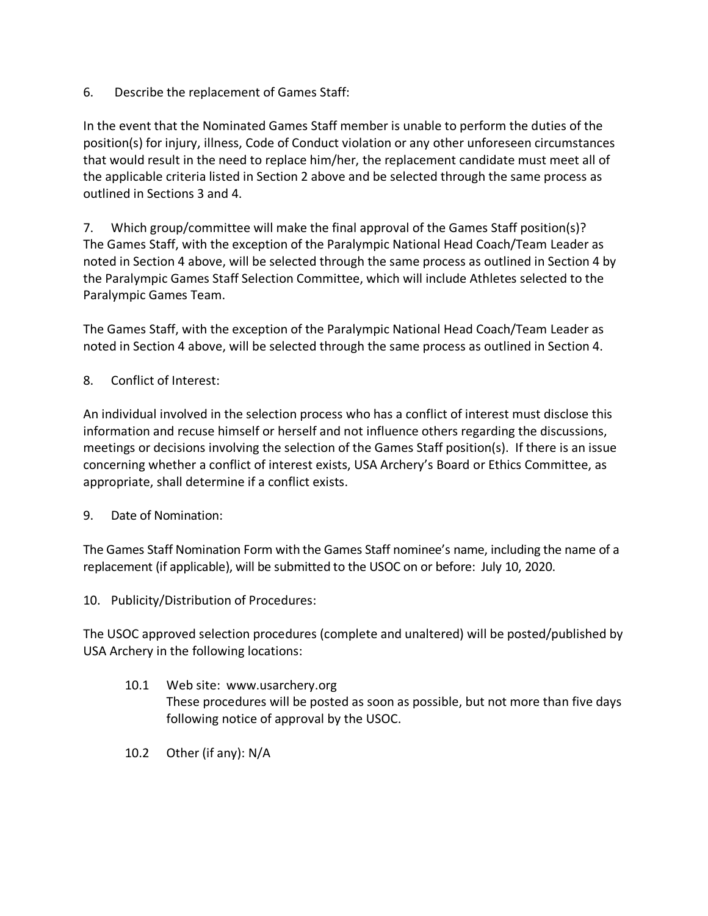6. Describe the replacement of Games Staff:

In the event that the Nominated Games Staff member is unable to perform the duties of the position(s) for injury, illness, Code of Conduct violation or any other unforeseen circumstances that would result in the need to replace him/her, the replacement candidate must meet all of the applicable criteria listed in Section 2 above and be selected through the same process as outlined in Sections 3 and 4.

7. Which group/committee will make the final approval of the Games Staff position(s)?
The Games Staff, with the exception of the Paralympic National Head Coach/Team Leader as noted in Section 4 above, will be selected through the same process as outlined in Section 4 by the Paralympic Games Staff Selection Committee, which will include Athletes selected to the Paralympic Games Team.

The Games Staff, with the exception of the Paralympic National Head Coach/Team Leader as noted in Section 4 above, will be selected through the same process as outlined in Section 4.

8. Conflict of Interest:

An individual involved in the selection process who has a conflict of interest must disclose this information and recuse himself or herself and not influence others regarding the discussions, meetings or decisions involving the selection of the Games Staff position(s). If there is an issue concerning whether a conflict of interest exists, USA Archery's Board or Ethics Committee, as appropriate, shall determine if a conflict exists.

9. Date of Nomination:

The Games Staff Nomination Form with the Games Staff nominee's name, including the name of a replacement (if applicable), will be submitted to the USOC on or before: July 10, 2020.

10. Publicity/Distribution of Procedures:

The USOC approved selection procedures (complete and unaltered) will be posted/published by USA Archery in the following locations:

10.1 Web site: www.usarchery.org
These procedures will be posted as soon as possible, but not more than five days following notice of approval by the USOC.

10.2 Other (if any): N/A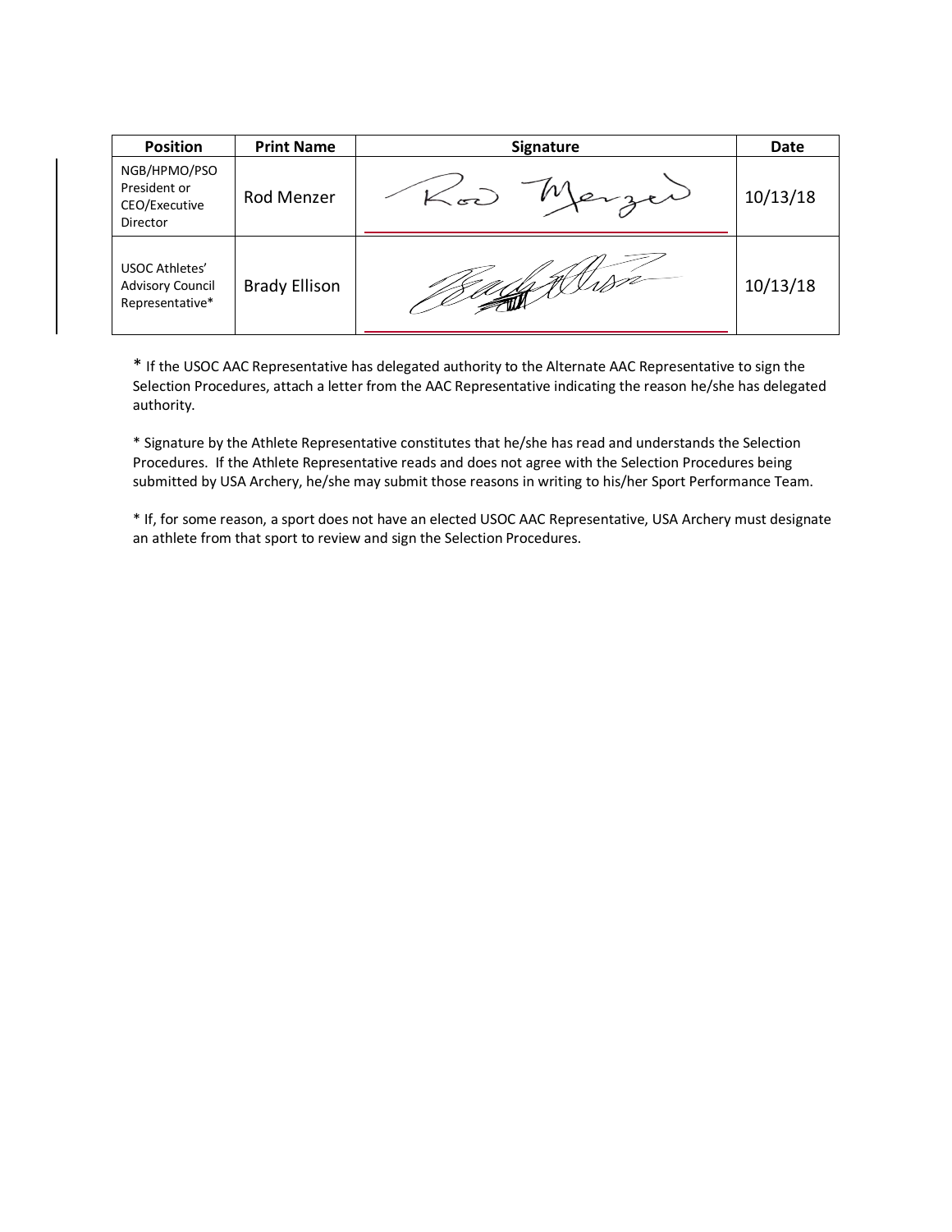| Position | Print Name | Signature | Date |
|---|---|---|---|
| NGB/HPMO/PSO President or CEO/Executive Director | Rod Menzer | | 10/13/18 |
| USOC Athletes' Advisory Council Representative* | Brady Ellison | | 10/13/18 |

* If the USOC AAC Representative has delegated authority to the Alternate AAC Representative to sign the Selection Procedures, attach a letter from the AAC Representative indicating the reason he/she has delegated authority.

* Signature by the Athlete Representative constitutes that he/she has read and understands the Selection Procedures. If the Athlete Representative reads and does not agree with the Selection Procedures being submitted by USA Archery, he/she may submit those reasons in writing to his/her Sport Performance Team.

* If, for some reason, a sport does not have an elected USOC AAC Representative, USA Archery must designate an athlete from that sport to review and sign the Selection Procedures.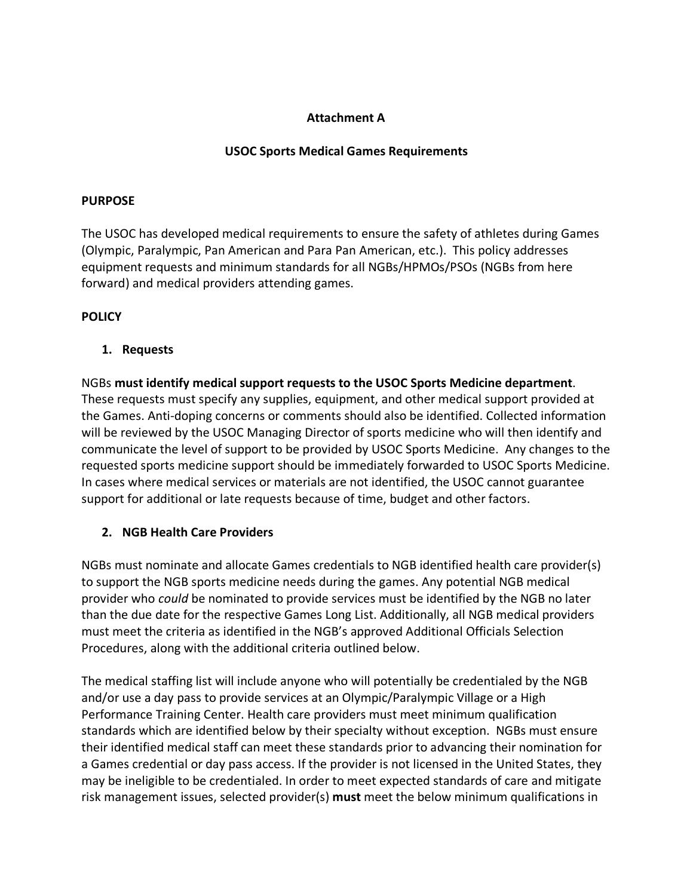**Attachment A**

**USOC Sports Medical Games Requirements**

**PURPOSE**

The USOC has developed medical requirements to ensure the safety of athletes during Games (Olympic, Paralympic, Pan American and Para Pan American, etc.). This policy addresses equipment requests and minimum standards for all NGBs/HPMOs/PSOs (NGBs from here forward) and medical providers attending games.

**POLICY**

1. **Requests**

NGBs **must identify medical support requests to the USOC Sports Medicine department**. These requests must specify any supplies, equipment, and other medical support provided at the Games. Anti-doping concerns or comments should also be identified. Collected information will be reviewed by the USOC Managing Director of sports medicine who will then identify and communicate the level of support to be provided by USOC Sports Medicine. Any changes to the requested sports medicine support should be immediately forwarded to USOC Sports Medicine. In cases where medical services or materials are not identified, the USOC cannot guarantee support for additional or late requests because of time, budget and other factors.

2. **NGB Health Care Providers**

NGBs must nominate and allocate Games credentials to NGB identified health care provider(s) to support the NGB sports medicine needs during the games. Any potential NGB medical provider who *could* be nominated to provide services must be identified by the NGB no later than the due date for the respective Games Long List. Additionally, all NGB medical providers must meet the criteria as identified in the NGB's approved Additional Officials Selection Procedures, along with the additional criteria outlined below.

The medical staffing list will include anyone who will potentially be credentialed by the NGB and/or use a day pass to provide services at an Olympic/Paralympic Village or a High Performance Training Center. Health care providers must meet minimum qualification standards which are identified below by their specialty without exception. NGBs must ensure their identified medical staff can meet these standards prior to advancing their nomination for a Games credential or day pass access. If the provider is not licensed in the United States, they may be ineligible to be credentialed. In order to meet expected standards of care and mitigate risk management issues, selected provider(s) **must** meet the below minimum qualifications in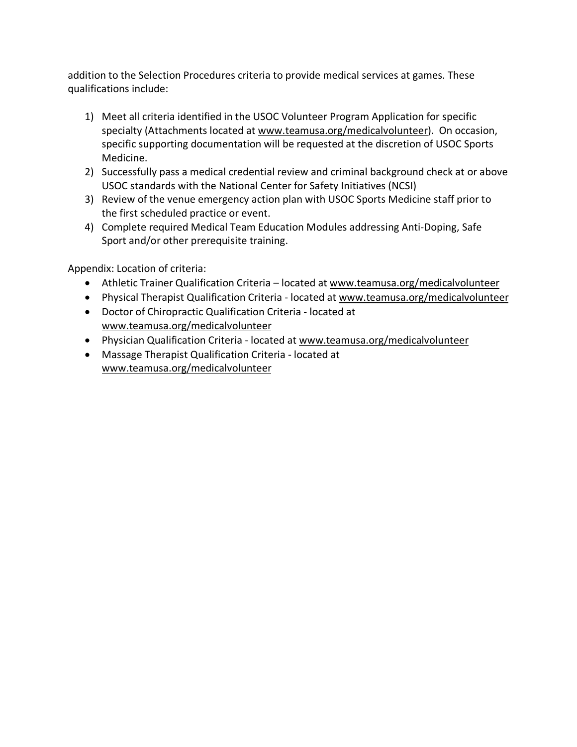addition to the Selection Procedures criteria to provide medical services at games. These qualifications include:

1) Meet all criteria identified in the USOC Volunteer Program Application for specific specialty (Attachments located at www.teamusa.org/medicalvolunteer). On occasion, specific supporting documentation will be requested at the discretion of USOC Sports Medicine.
2) Successfully pass a medical credential review and criminal background check at or above USOC standards with the National Center for Safety Initiatives (NCSI)
3) Review of the venue emergency action plan with USOC Sports Medicine staff prior to the first scheduled practice or event.
4) Complete required Medical Team Education Modules addressing Anti-Doping, Safe Sport and/or other prerequisite training.

Appendix: Location of criteria:

- Athletic Trainer Qualification Criteria – located at www.teamusa.org/medicalvolunteer
- Physical Therapist Qualification Criteria - located at www.teamusa.org/medicalvolunteer
- Doctor of Chiropractic Qualification Criteria - located at www.teamusa.org/medicalvolunteer
- Physician Qualification Criteria - located at www.teamusa.org/medicalvolunteer
- Massage Therapist Qualification Criteria - located at www.teamusa.org/medicalvolunteer